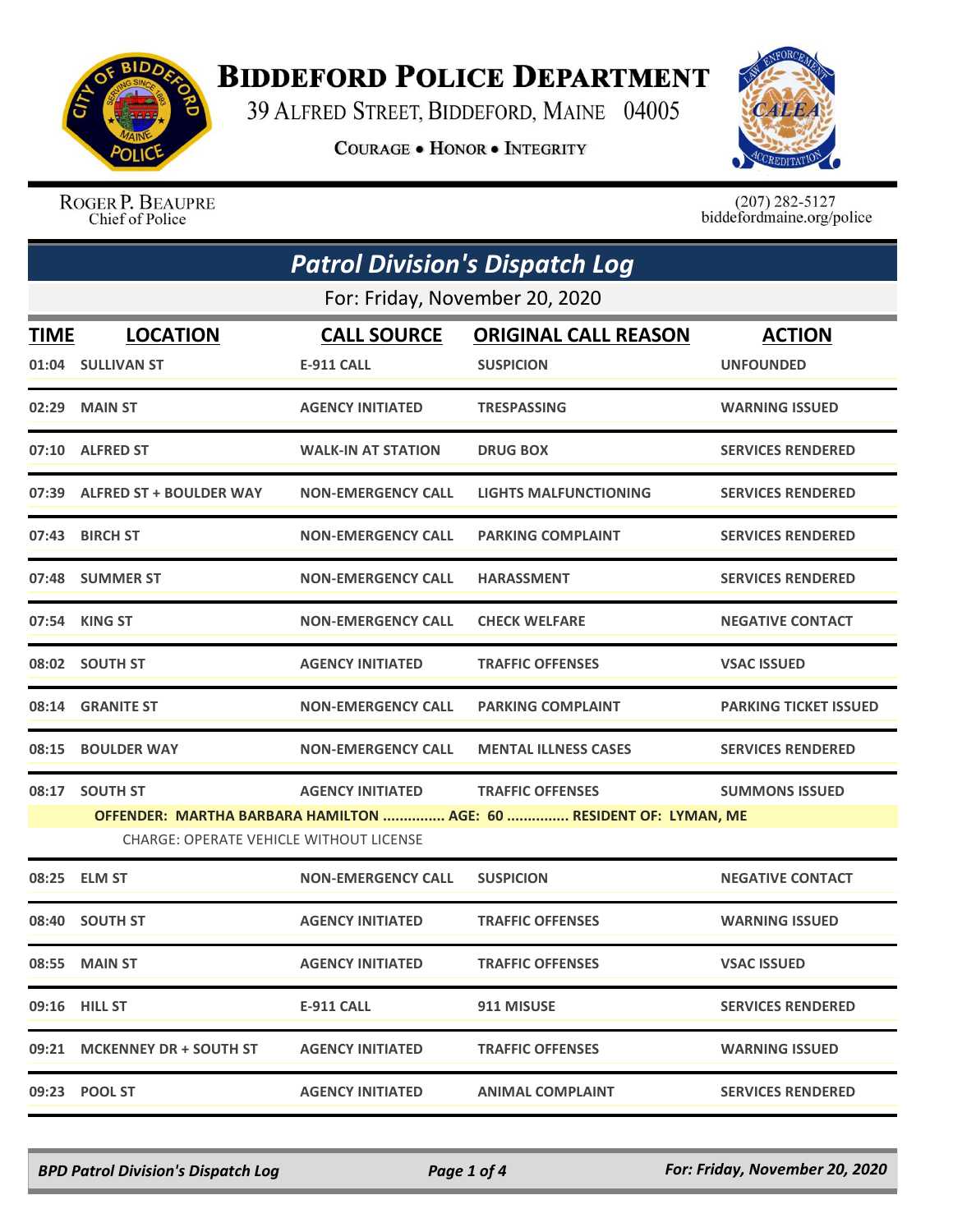# BIDDEFORD POLICE DEPARTMENT

39 ALFRED STREET, BIDDEFORD, MAINE 04005

**COURAGE • HONOR • INTEGRITY**

ROGER P. BEAUPRE
Chief of Police

(207) 282-5127
biddefordmaine.org/police

## *Patrol Division's Dispatch Log*

For: Friday, November 20, 2020

| TIME | LOCATION | CALL SOURCE | ORIGINAL CALL REASON | ACTION |
|---|---|---|---|---|
| 01:04 | SULLIVAN ST | E-911 CALL | SUSPICION | UNFOUNDED |
| 02:29 | MAIN ST | AGENCY INITIATED | TRESPASSING | WARNING ISSUED |
| 07:10 | ALFRED ST | WALK-IN AT STATION | DRUG BOX | SERVICES RENDERED |
| 07:39 | ALFRED ST + BOULDER WAY | NON-EMERGENCY CALL | LIGHTS MALFUNCTIONING | SERVICES RENDERED |
| 07:43 | BIRCH ST | NON-EMERGENCY CALL | PARKING COMPLAINT | SERVICES RENDERED |
| 07:48 | SUMMER ST | NON-EMERGENCY CALL | HARASSMENT | SERVICES RENDERED |
| 07:54 | KING ST | NON-EMERGENCY CALL | CHECK WELFARE | NEGATIVE CONTACT |
| 08:02 | SOUTH ST | AGENCY INITIATED | TRAFFIC OFFENSES | VSAC ISSUED |
| 08:14 | GRANITE ST | NON-EMERGENCY CALL | PARKING COMPLAINT | PARKING TICKET ISSUED |
| 08:15 | BOULDER WAY | NON-EMERGENCY CALL | MENTAL ILLNESS CASES | SERVICES RENDERED |
| 08:17 | SOUTH ST | AGENCY INITIATED | TRAFFIC OFFENSES | SUMMONS ISSUED |
| | OFFENDER: MARTHA BARBARA HAMILTON ............... AGE: 60 ............... RESIDENT OF: LYMAN, ME<br>CHARGE: OPERATE VEHICLE WITHOUT LICENSE | | | |
| 08:25 | ELM ST | NON-EMERGENCY CALL | SUSPICION | NEGATIVE CONTACT |
| 08:40 | SOUTH ST | AGENCY INITIATED | TRAFFIC OFFENSES | WARNING ISSUED |
| 08:55 | MAIN ST | AGENCY INITIATED | TRAFFIC OFFENSES | VSAC ISSUED |
| 09:16 | HILL ST | E-911 CALL | 911 MISUSE | SERVICES RENDERED |
| 09:21 | MCKENNEY DR + SOUTH ST | AGENCY INITIATED | TRAFFIC OFFENSES | WARNING ISSUED |
| 09:23 | POOL ST | AGENCY INITIATED | ANIMAL COMPLAINT | SERVICES RENDERED |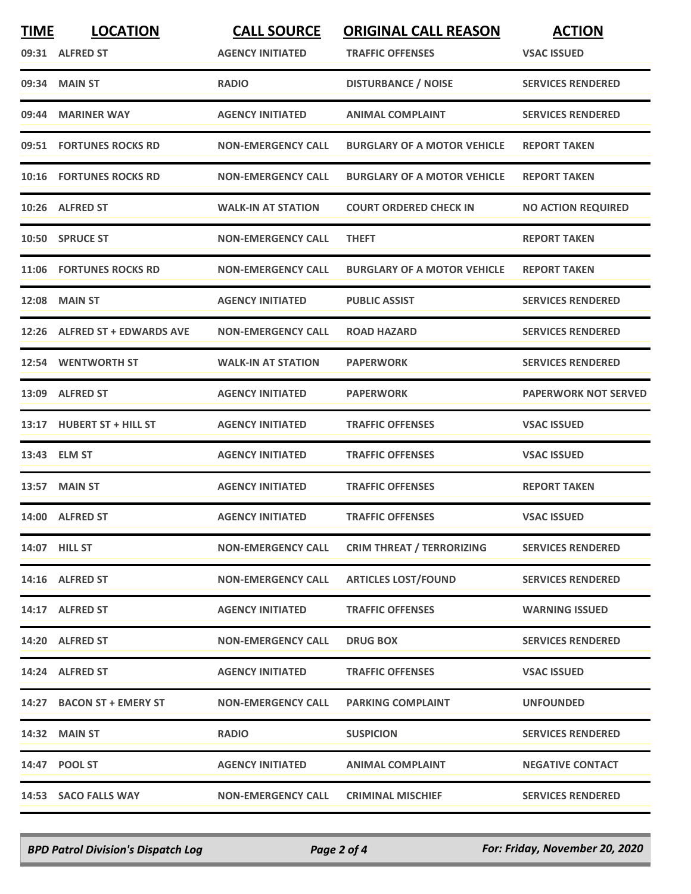| TIME | LOCATION | CALL SOURCE | ORIGINAL CALL REASON | ACTION |
| --- | --- | --- | --- | --- |
| 09:31 | ALFRED ST | AGENCY INITIATED | TRAFFIC OFFENSES | VSAC ISSUED |
| 09:34 | MAIN ST | RADIO | DISTURBANCE / NOISE | SERVICES RENDERED |
| 09:44 | MARINER WAY | AGENCY INITIATED | ANIMAL COMPLAINT | SERVICES RENDERED |
| 09:51 | FORTUNES ROCKS RD | NON-EMERGENCY CALL | BURGLARY OF A MOTOR VEHICLE | REPORT TAKEN |
| 10:16 | FORTUNES ROCKS RD | NON-EMERGENCY CALL | BURGLARY OF A MOTOR VEHICLE | REPORT TAKEN |
| 10:26 | ALFRED ST | WALK-IN AT STATION | COURT ORDERED CHECK IN | NO ACTION REQUIRED |
| 10:50 | SPRUCE ST | NON-EMERGENCY CALL | THEFT | REPORT TAKEN |
| 11:06 | FORTUNES ROCKS RD | NON-EMERGENCY CALL | BURGLARY OF A MOTOR VEHICLE | REPORT TAKEN |
| 12:08 | MAIN ST | AGENCY INITIATED | PUBLIC ASSIST | SERVICES RENDERED |
| 12:26 | ALFRED ST + EDWARDS AVE | NON-EMERGENCY CALL | ROAD HAZARD | SERVICES RENDERED |
| 12:54 | WENTWORTH ST | WALK-IN AT STATION | PAPERWORK | SERVICES RENDERED |
| 13:09 | ALFRED ST | AGENCY INITIATED | PAPERWORK | PAPERWORK NOT SERVED |
| 13:17 | HUBERT ST + HILL ST | AGENCY INITIATED | TRAFFIC OFFENSES | VSAC ISSUED |
| 13:43 | ELM ST | AGENCY INITIATED | TRAFFIC OFFENSES | VSAC ISSUED |
| 13:57 | MAIN ST | AGENCY INITIATED | TRAFFIC OFFENSES | REPORT TAKEN |
| 14:00 | ALFRED ST | AGENCY INITIATED | TRAFFIC OFFENSES | VSAC ISSUED |
| 14:07 | HILL ST | NON-EMERGENCY CALL | CRIM THREAT / TERRORIZING | SERVICES RENDERED |
| 14:16 | ALFRED ST | NON-EMERGENCY CALL | ARTICLES LOST/FOUND | SERVICES RENDERED |
| 14:17 | ALFRED ST | AGENCY INITIATED | TRAFFIC OFFENSES | WARNING ISSUED |
| 14:20 | ALFRED ST | NON-EMERGENCY CALL | DRUG BOX | SERVICES RENDERED |
| 14:24 | ALFRED ST | AGENCY INITIATED | TRAFFIC OFFENSES | VSAC ISSUED |
| 14:27 | BACON ST + EMERY ST | NON-EMERGENCY CALL | PARKING COMPLAINT | UNFOUNDED |
| 14:32 | MAIN ST | RADIO | SUSPICION | SERVICES RENDERED |
| 14:47 | POOL ST | AGENCY INITIATED | ANIMAL COMPLAINT | NEGATIVE CONTACT |
| 14:53 | SACO FALLS WAY | NON-EMERGENCY CALL | CRIMINAL MISCHIEF | SERVICES RENDERED |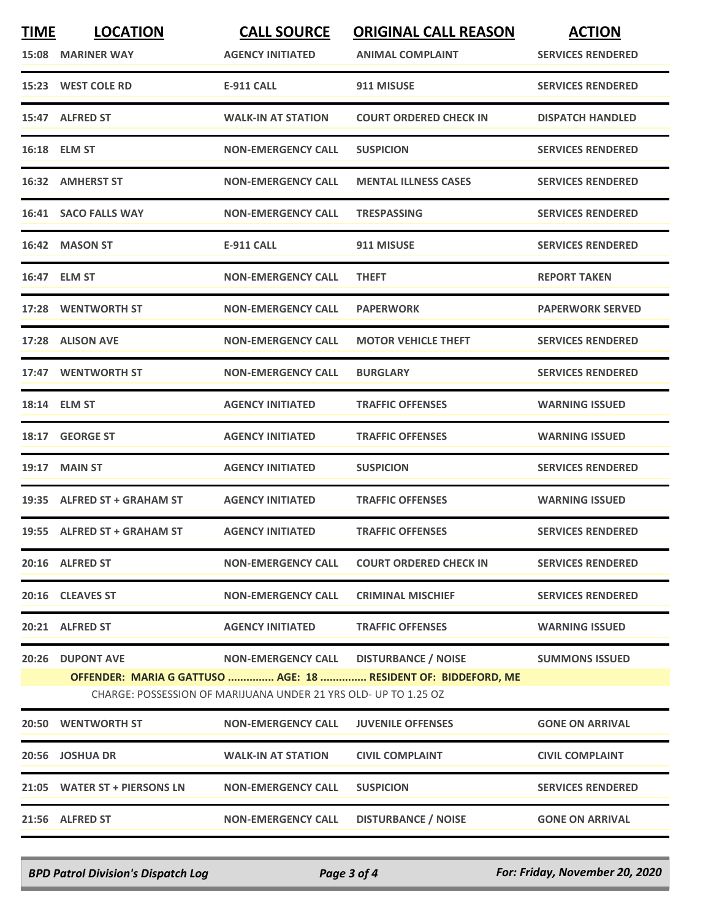| TIME | LOCATION | CALL SOURCE | ORIGINAL CALL REASON | ACTION |
|---|---|---|---|---|
| 15:08 | MARINER WAY | AGENCY INITIATED | ANIMAL COMPLAINT | SERVICES RENDERED |
| 15:23 | WEST COLE RD | E-911 CALL | 911 MISUSE | SERVICES RENDERED |
| 15:47 | ALFRED ST | WALK-IN AT STATION | COURT ORDERED CHECK IN | DISPATCH HANDLED |
| 16:18 | ELM ST | NON-EMERGENCY CALL | SUSPICION | SERVICES RENDERED |
| 16:32 | AMHERST ST | NON-EMERGENCY CALL | MENTAL ILLNESS CASES | SERVICES RENDERED |
| 16:41 | SACO FALLS WAY | NON-EMERGENCY CALL | TRESPASSING | SERVICES RENDERED |
| 16:42 | MASON ST | E-911 CALL | 911 MISUSE | SERVICES RENDERED |
| 16:47 | ELM ST | NON-EMERGENCY CALL | THEFT | REPORT TAKEN |
| 17:28 | WENTWORTH ST | NON-EMERGENCY CALL | PAPERWORK | PAPERWORK SERVED |
| 17:28 | ALISON AVE | NON-EMERGENCY CALL | MOTOR VEHICLE THEFT | SERVICES RENDERED |
| 17:47 | WENTWORTH ST | NON-EMERGENCY CALL | BURGLARY | SERVICES RENDERED |
| 18:14 | ELM ST | AGENCY INITIATED | TRAFFIC OFFENSES | WARNING ISSUED |
| 18:17 | GEORGE ST | AGENCY INITIATED | TRAFFIC OFFENSES | WARNING ISSUED |
| 19:17 | MAIN ST | AGENCY INITIATED | SUSPICION | SERVICES RENDERED |
| 19:35 | ALFRED ST + GRAHAM ST | AGENCY INITIATED | TRAFFIC OFFENSES | WARNING ISSUED |
| 19:55 | ALFRED ST + GRAHAM ST | AGENCY INITIATED | TRAFFIC OFFENSES | SERVICES RENDERED |
| 20:16 | ALFRED ST | NON-EMERGENCY CALL | COURT ORDERED CHECK IN | SERVICES RENDERED |
| 20:16 | CLEAVES ST | NON-EMERGENCY CALL | CRIMINAL MISCHIEF | SERVICES RENDERED |
| 20:21 | ALFRED ST | AGENCY INITIATED | TRAFFIC OFFENSES | WARNING ISSUED |
| 20:26 | DUPONT AVE | NON-EMERGENCY CALL | DISTURBANCE / NOISE | SUMMONS ISSUED |
| | **OFFENDER: MARIA G GATTUSO ............... AGE: 18 ............... RESIDENT OF: BIDDEFORD, ME** | | | |
| | CHARGE: POSSESSION OF MARIJUANA UNDER 21 YRS OLD- UP TO 1.25 OZ | | | |
| 20:50 | WENTWORTH ST | NON-EMERGENCY CALL | JUVENILE OFFENSES | GONE ON ARRIVAL |
| 20:56 | JOSHUA DR | WALK-IN AT STATION | CIVIL COMPLAINT | CIVIL COMPLAINT |
| 21:05 | WATER ST + PIERSONS LN | NON-EMERGENCY CALL | SUSPICION | SERVICES RENDERED |
| 21:56 | ALFRED ST | NON-EMERGENCY CALL | DISTURBANCE / NOISE | GONE ON ARRIVAL |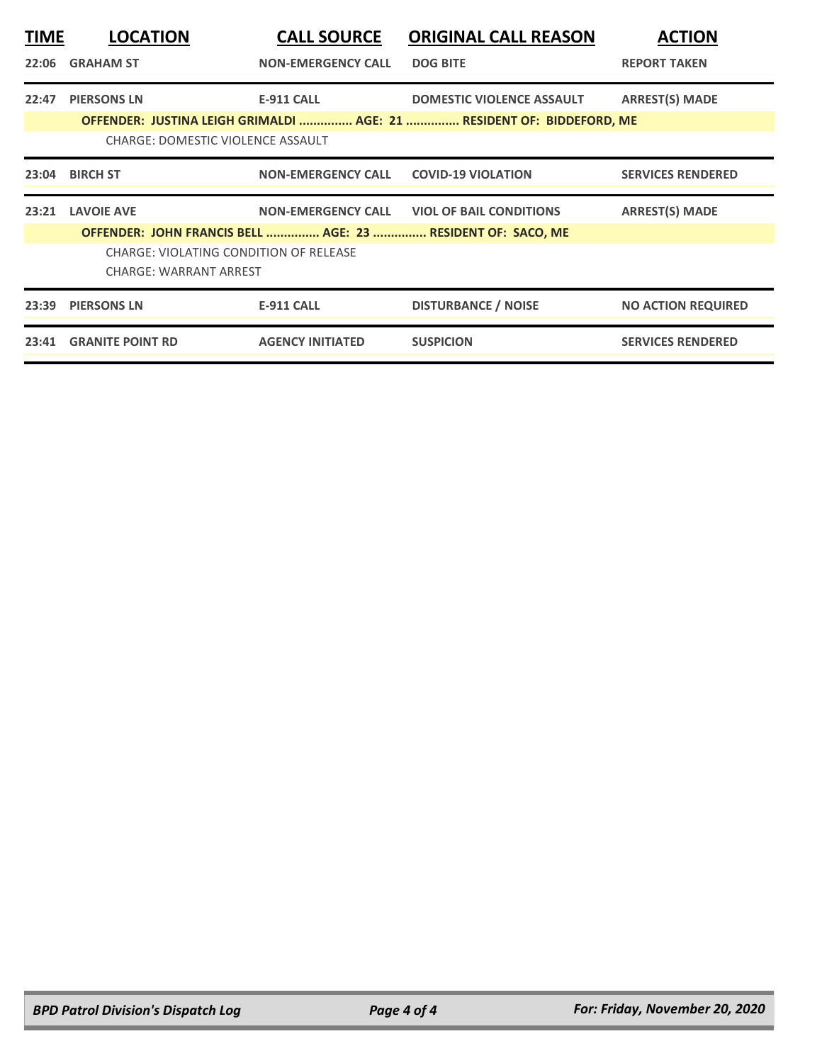| TIME | LOCATION | CALL SOURCE | ORIGINAL CALL REASON | ACTION |
|---|---|---|---|---|
| 22:06 | GRAHAM ST | NON-EMERGENCY CALL | DOG BITE | REPORT TAKEN |
| 22:47 | PIERSONS LN | E-911 CALL | DOMESTIC VIOLENCE ASSAULT | ARREST(S) MADE |
| | **OFFENDER: JUSTINA LEIGH GRIMALDI ............... AGE: 21 ............... RESIDENT OF: BIDDEFORD, ME** | | | |
| | CHARGE: DOMESTIC VIOLENCE ASSAULT | | | |
| 23:04 | BIRCH ST | NON-EMERGENCY CALL | COVID-19 VIOLATION | SERVICES RENDERED |
| 23:21 | LAVOIE AVE | NON-EMERGENCY CALL | VIOL OF BAIL CONDITIONS | ARREST(S) MADE |
| | **OFFENDER: JOHN FRANCIS BELL ............... AGE: 23 ............... RESIDENT OF: SACO, ME** | | | |
| | CHARGE: VIOLATING CONDITION OF RELEASE | | | |
| | CHARGE: WARRANT ARREST | | | |
| 23:39 | PIERSONS LN | E-911 CALL | DISTURBANCE / NOISE | NO ACTION REQUIRED |
| 23:41 | GRANITE POINT RD | AGENCY INITIATED | SUSPICION | SERVICES RENDERED |